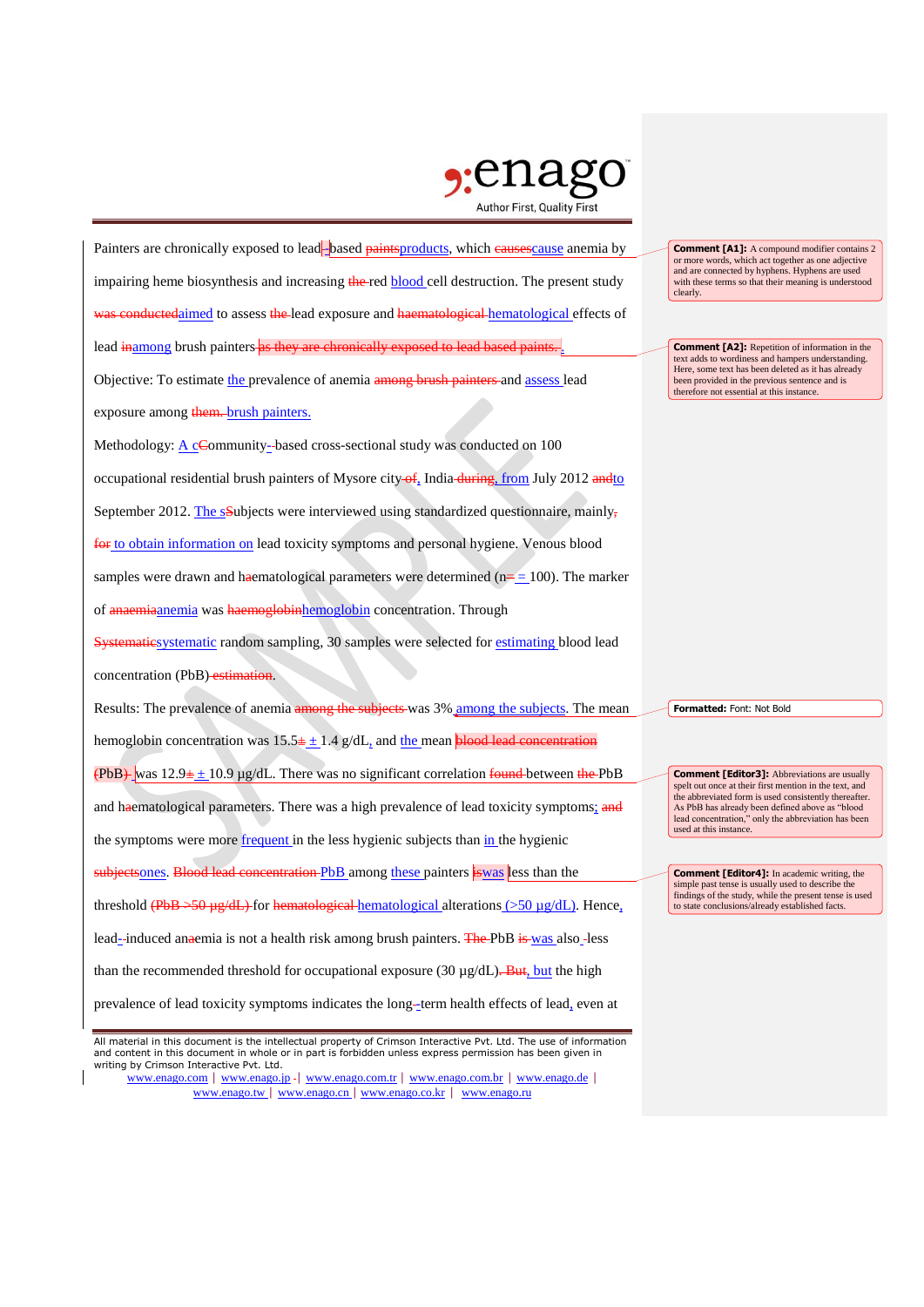Painters are chronically exposed to lead-based ~~paints~~products, which ~~causes~~cause anemia by impairing heme biosynthesis and increasing ~~the~~ red blood cell destruction. The present study ~~was conducted~~aimed to assess ~~the~~ lead exposure and ~~haematological~~ hematological effects of lead ~~in~~among brush painters ~~as they are chronically exposed to lead based paints.~~.

Objective: To estimate the prevalence of anemia ~~among brush painters~~ and assess lead exposure among ~~them.~~ brush painters.

Methodology: A c~~C~~ommunity-based cross-sectional study was conducted on 100 occupational residential brush painters of Mysore city ~~of~~, India ~~during~~, from July 2012 ~~and~~to September 2012. The s~~S~~ubjects were interviewed using standardized questionnaire, mainly~~,~~ ~~for~~ to obtain information on lead toxicity symptoms and personal hygiene. Venous blood samples were drawn and h~~a~~ematological parameters were determined (n~~=~~ = 100). The marker of ~~anaemia~~anemia was ~~haemoglobin~~hemoglobin concentration. Through ~~Systematic~~systematic random sampling, 30 samples were selected for estimating blood lead concentration (PbB) ~~estimation~~.

Results: The prevalence of anemia ~~among the subjects~~ was 3% among the subjects. The mean hemoglobin concentration was 15.5~~±~~ ± 1.4 g/dL, and the mean ~~blood lead concentration (PbB)~~ was 12.9~~±~~ ± 10.9 μg/dL. There was no significant correlation ~~found~~ between ~~the~~ PbB and h~~a~~ematological parameters. There was a high prevalence of lead toxicity symptoms; ~~and~~ the symptoms were more frequent in the less hygienic subjects than in the hygienic ~~subjects~~ones. ~~Blood lead concentration~~ PbB among these painters ~~is~~was less than the threshold ~~(PbB >50 μg/dL)~~ for ~~hematological~~ hematological alterations (>50 μg/dL). Hence, lead-induced an~~a~~emia is not a health risk among brush painters. ~~The~~ PbB ~~is~~ was also less than the recommended threshold for occupational exposure (30 μg/dL)~~. But~~, but the high prevalence of lead toxicity symptoms indicates the long-term health effects of lead, even at

**Comment [A1]:** A compound modifier contains 2 or more words, which act together as one adjective and are connected by hyphens. Hyphens are used with these terms so that their meaning is understood clearly.

**Comment [A2]:** Repetition of information in the text adds to wordiness and hampers understanding. Here, some text has been deleted as it has already been provided in the previous sentence and is therefore not essential at this instance.

**Formatted:** Font: Not Bold

**Comment [Editor3]:** Abbreviations are usually spelt out once at their first mention in the text, and the abbreviated form is used consistently thereafter. As PbB has already been defined above as "blood lead concentration," only the abbreviation has been used at this instance.

**Comment [Editor4]:** In academic writing, the simple past tense is usually used to describe the findings of the study, while the present tense is used to state conclusions/already established facts.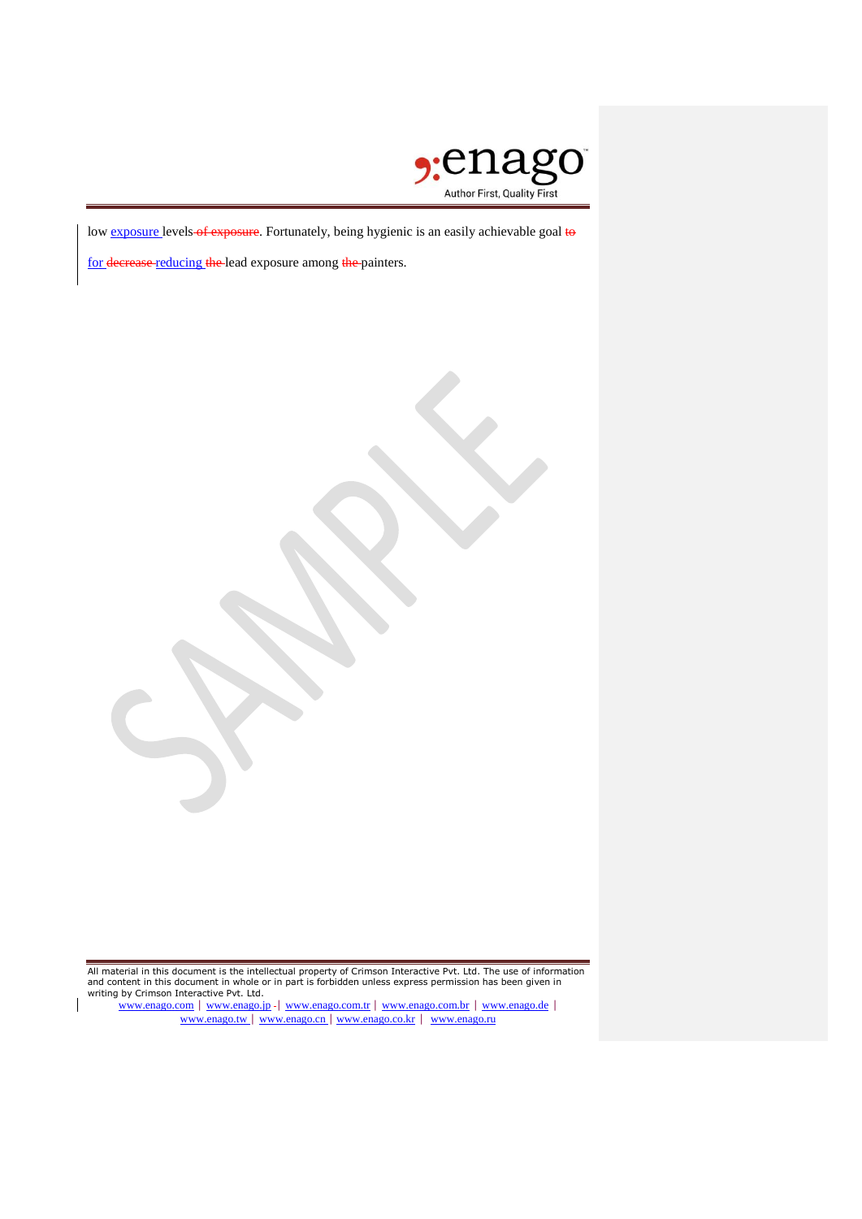low exposure levels of exposure. Fortunately, being hygienic is an easily achievable goal to for decrease reducing the lead exposure among the painters.

All material in this document is the intellectual property of Crimson Interactive Pvt. Ltd. The use of information and content in this document in whole or in part is forbidden unless express permission has been given in writing by Crimson Interactive Pvt. Ltd.

www.enago.com | www.enago.jp | www.enago.com.tr | www.enago.com.br | www.enago.de | www.enago.tw | www.enago.cn | www.enago.co.kr | www.enago.ru